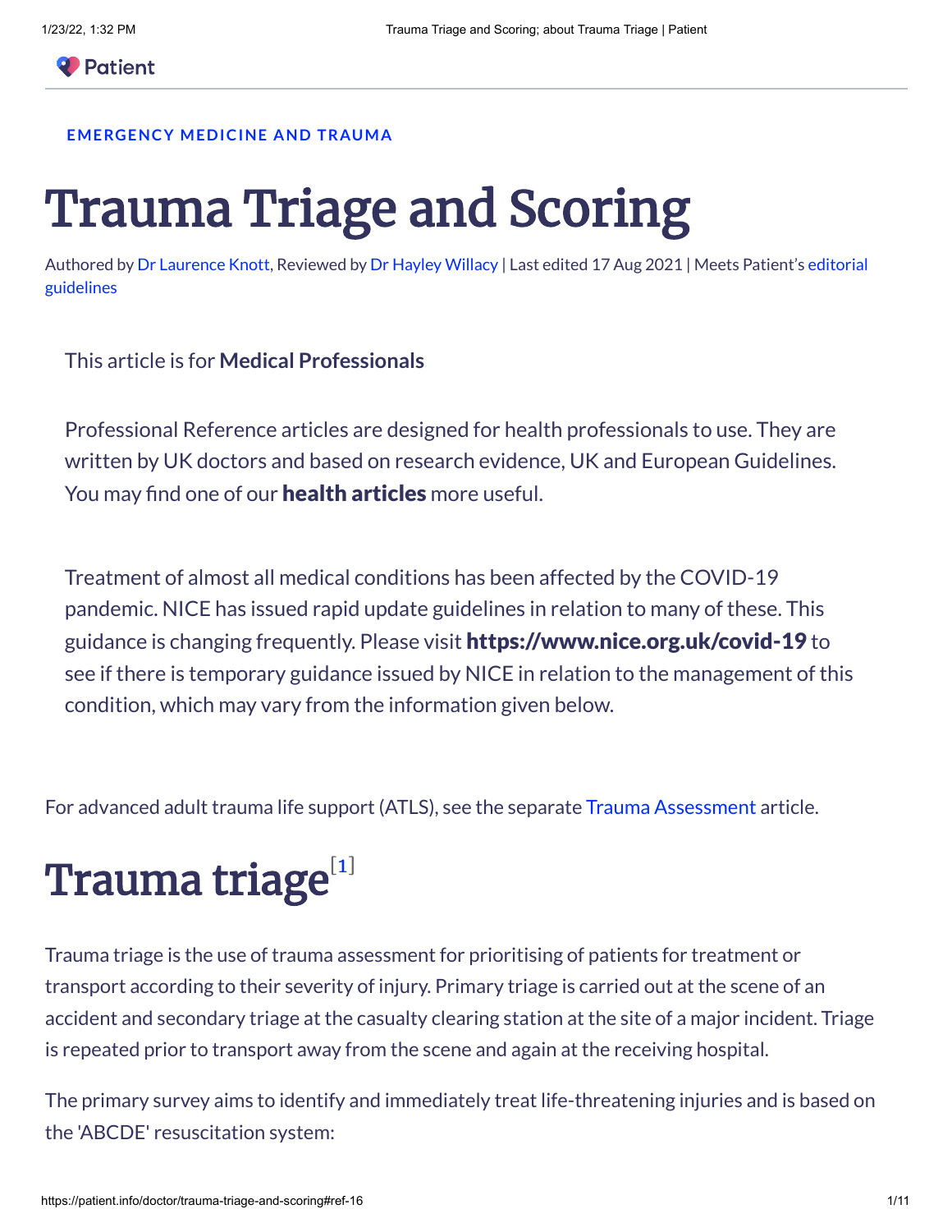EMERGENCY MEDICINE AND TRAUMA

# Trauma Triage and Scoring

Authored by Dr Laurence Knott, Reviewed by Dr Hayley Willacy | Last edited 17 Aug 2021 | Meets Patient's editorial guidelines

This article is for **Medical Professionals**

Professional Reference articles are designed for health professionals to use. They are written by UK doctors and based on research evidence, UK and European Guidelines. You may find one of our **health articles** more useful.

Treatment of almost all medical conditions has been affected by the COVID-19 pandemic. NICE has issued rapid update guidelines in relation to many of these. This guidance is changing frequently. Please visit **https://www.nice.org.uk/covid-19** to see if there is temporary guidance issued by NICE in relation to the management of this condition, which may vary from the information given below.

For advanced adult trauma life support (ATLS), see the separate Trauma Assessment article.

## Trauma triage[1]

Trauma triage is the use of trauma assessment for prioritising of patients for treatment or transport according to their severity of injury. Primary triage is carried out at the scene of an accident and secondary triage at the casualty clearing station at the site of a major incident. Triage is repeated prior to transport away from the scene and again at the receiving hospital.

The primary survey aims to identify and immediately treat life-threatening injuries and is based on the 'ABCDE' resuscitation system: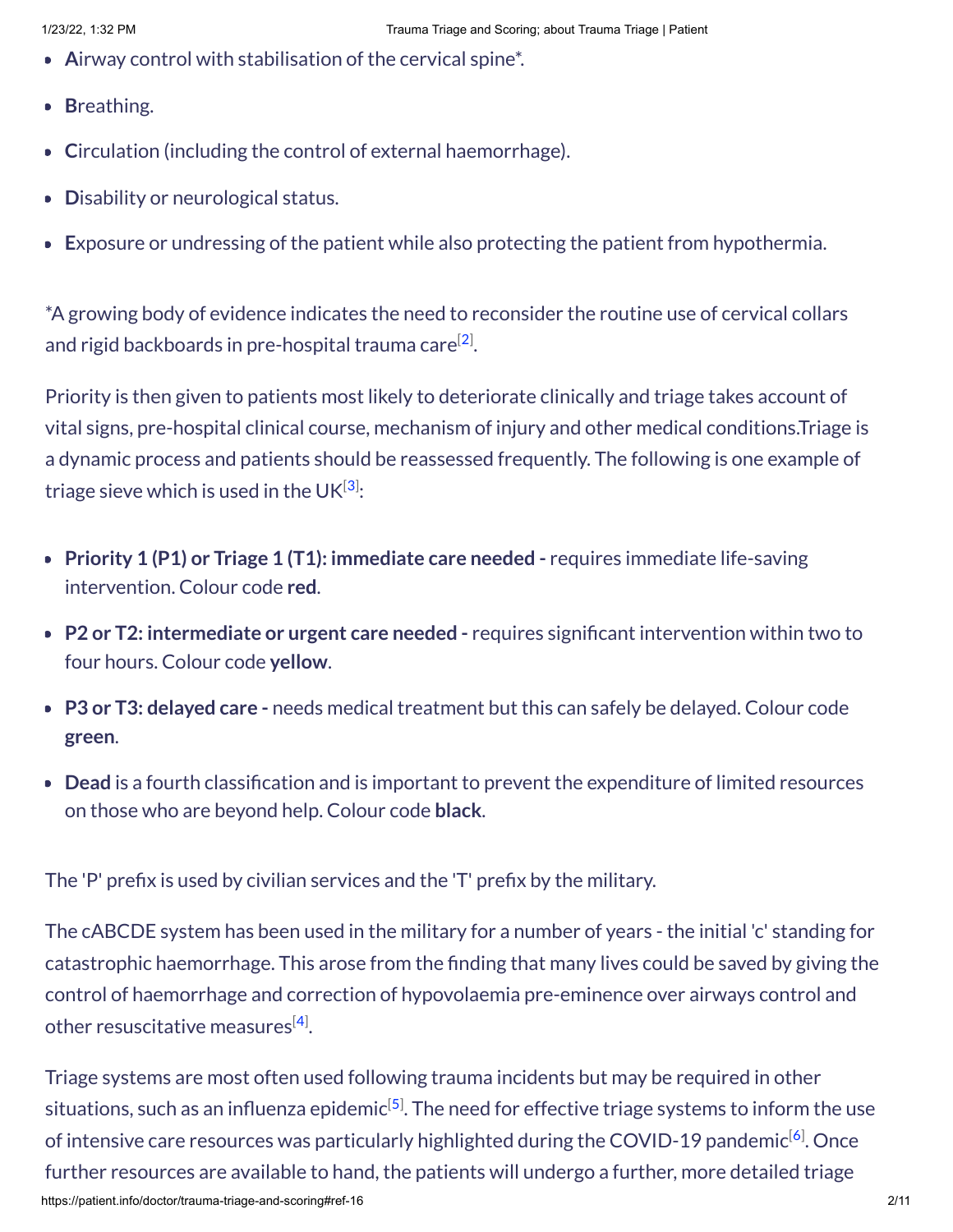- **A**irway control with stabilisation of the cervical spine*.
- **B**reathing.
- **C**irculation (including the control of external haemorrhage).
- **D**isability or neurological status.
- **E**xposure or undressing of the patient while also protecting the patient from hypothermia.

*A growing body of evidence indicates the need to reconsider the routine use of cervical collars and rigid backboards in pre-hospital trauma care[2].

Priority is then given to patients most likely to deteriorate clinically and triage takes account of vital signs, pre-hospital clinical course, mechanism of injury and other medical conditions.Triage is a dynamic process and patients should be reassessed frequently. The following is one example of triage sieve which is used in the UK[3]:

- **Priority 1 (P1) or Triage 1 (T1): immediate care needed -** requires immediate life-saving intervention. Colour code **red**.
- **P2 or T2: intermediate or urgent care needed -** requires significant intervention within two to four hours. Colour code **yellow**.
- **P3 or T3: delayed care -** needs medical treatment but this can safely be delayed. Colour code **green**.
- **Dead** is a fourth classification and is important to prevent the expenditure of limited resources on those who are beyond help. Colour code **black**.

The 'P' prefix is used by civilian services and the 'T' prefix by the military.

The cABCDE system has been used in the military for a number of years - the initial 'c' standing for catastrophic haemorrhage. This arose from the finding that many lives could be saved by giving the control of haemorrhage and correction of hypovolaemia pre-eminence over airways control and other resuscitative measures[4].

Triage systems are most often used following trauma incidents but may be required in other situations, such as an influenza epidemic[5]. The need for effective triage systems to inform the use of intensive care resources was particularly highlighted during the COVID-19 pandemic[6]. Once further resources are available to hand, the patients will undergo a further, more detailed triage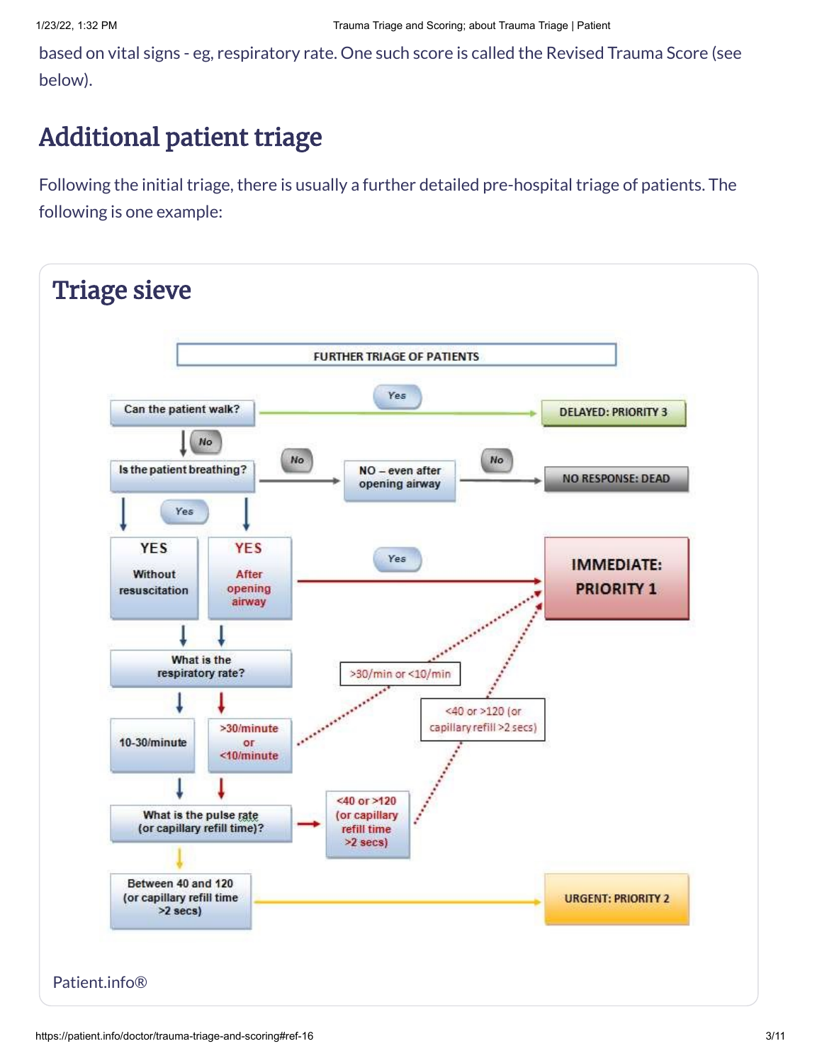based on vital signs - eg, respiratory rate. One such score is called the Revised Trauma Score (see below).

## Additional patient triage

Following the initial triage, there is usually a further detailed pre-hospital triage of patients. The following is one example:

### Triage sieve

FURTHER TRIAGE OF PATIENTS

- Can the patient walk?
  - Yes → DELAYED: PRIORITY 3
  - No → Is the patient breathing?
    - No → NO – even after opening airway → No → NO RESPONSE: DEAD
    - Yes:
      - YES After opening airway → Yes → IMMEDIATE: PRIORITY 1
      - YES Without resuscitation / YES After opening airway → What is the respiratory rate?
        - >30/minute or <10/minute → (>30/min or <10/min) → IMMEDIATE: PRIORITY 1
        - 10-30/minute → What is the pulse rate (or capillary refill time)?
          - <40 or >120 (or capillary refill time >2 secs) → (<40 or >120 (or capillary refill >2 secs)) → IMMEDIATE: PRIORITY 1
          - Between 40 and 120 (or capillary refill time >2 secs) → URGENT: PRIORITY 2

Patient.info®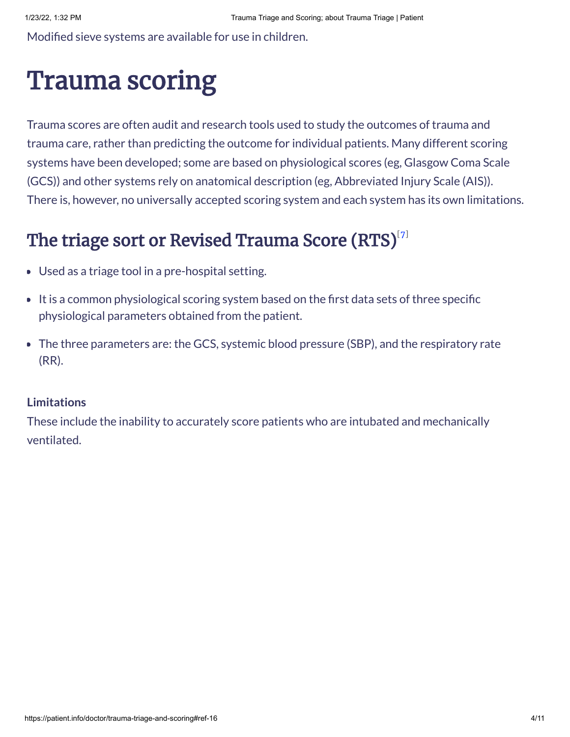Modified sieve systems are available for use in children.

# Trauma scoring

Trauma scores are often audit and research tools used to study the outcomes of trauma and trauma care, rather than predicting the outcome for individual patients. Many different scoring systems have been developed; some are based on physiological scores (eg, Glasgow Coma Scale (GCS)) and other systems rely on anatomical description (eg, Abbreviated Injury Scale (AIS)). There is, however, no universally accepted scoring system and each system has its own limitations.

## The triage sort or Revised Trauma Score (RTS)[7]

- Used as a triage tool in a pre-hospital setting.
- It is a common physiological scoring system based on the first data sets of three specific physiological parameters obtained from the patient.
- The three parameters are: the GCS, systemic blood pressure (SBP), and the respiratory rate (RR).

**Limitations**

These include the inability to accurately score patients who are intubated and mechanically ventilated.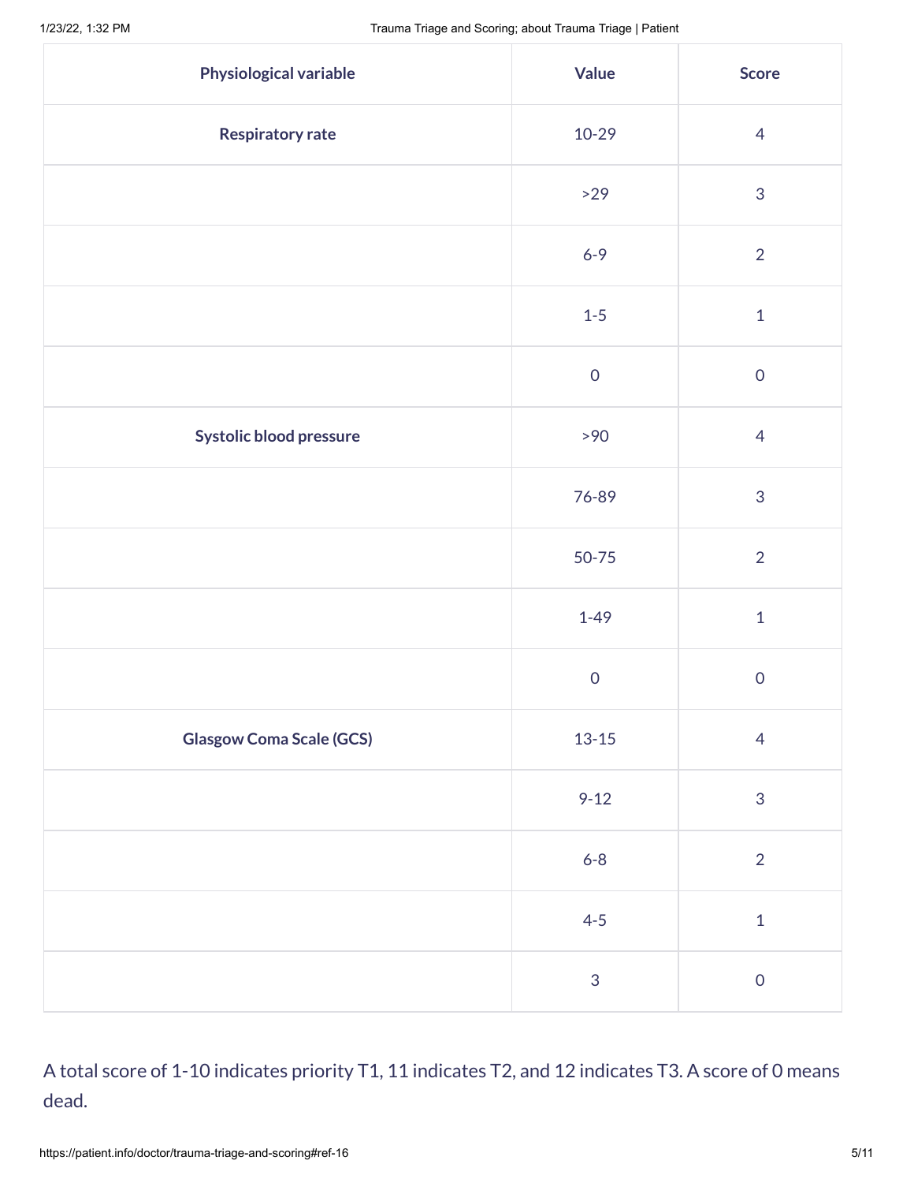| Physiological variable | Value | Score |
|---|---|---|
| Respiratory rate | 10-29 | 4 |
| | >29 | 3 |
| | 6-9 | 2 |
| | 1-5 | 1 |
| | 0 | 0 |
| Systolic blood pressure | >90 | 4 |
| | 76-89 | 3 |
| | 50-75 | 2 |
| | 1-49 | 1 |
| | 0 | 0 |
| Glasgow Coma Scale (GCS) | 13-15 | 4 |
| | 9-12 | 3 |
| | 6-8 | 2 |
| | 4-5 | 1 |
| | 3 | 0 |

A total score of 1-10 indicates priority T1, 11 indicates T2, and 12 indicates T3. A score of 0 means dead.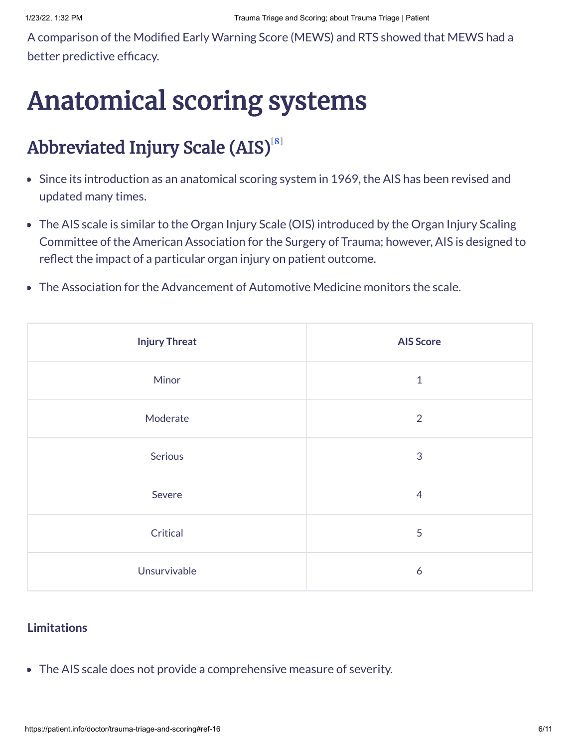A comparison of the Modified Early Warning Score (MEWS) and RTS showed that MEWS had a better predictive efficacy.

# Anatomical scoring systems

## Abbreviated Injury Scale (AIS)[8]

- Since its introduction as an anatomical scoring system in 1969, the AIS has been revised and updated many times.
- The AIS scale is similar to the Organ Injury Scale (OIS) introduced by the Organ Injury Scaling Committee of the American Association for the Surgery of Trauma; however, AIS is designed to reflect the impact of a particular organ injury on patient outcome.
- The Association for the Advancement of Automotive Medicine monitors the scale.

| Injury Threat | AIS Score |
| --- | --- |
| Minor | 1 |
| Moderate | 2 |
| Serious | 3 |
| Severe | 4 |
| Critical | 5 |
| Unsurvivable | 6 |

#### Limitations

- The AIS scale does not provide a comprehensive measure of severity.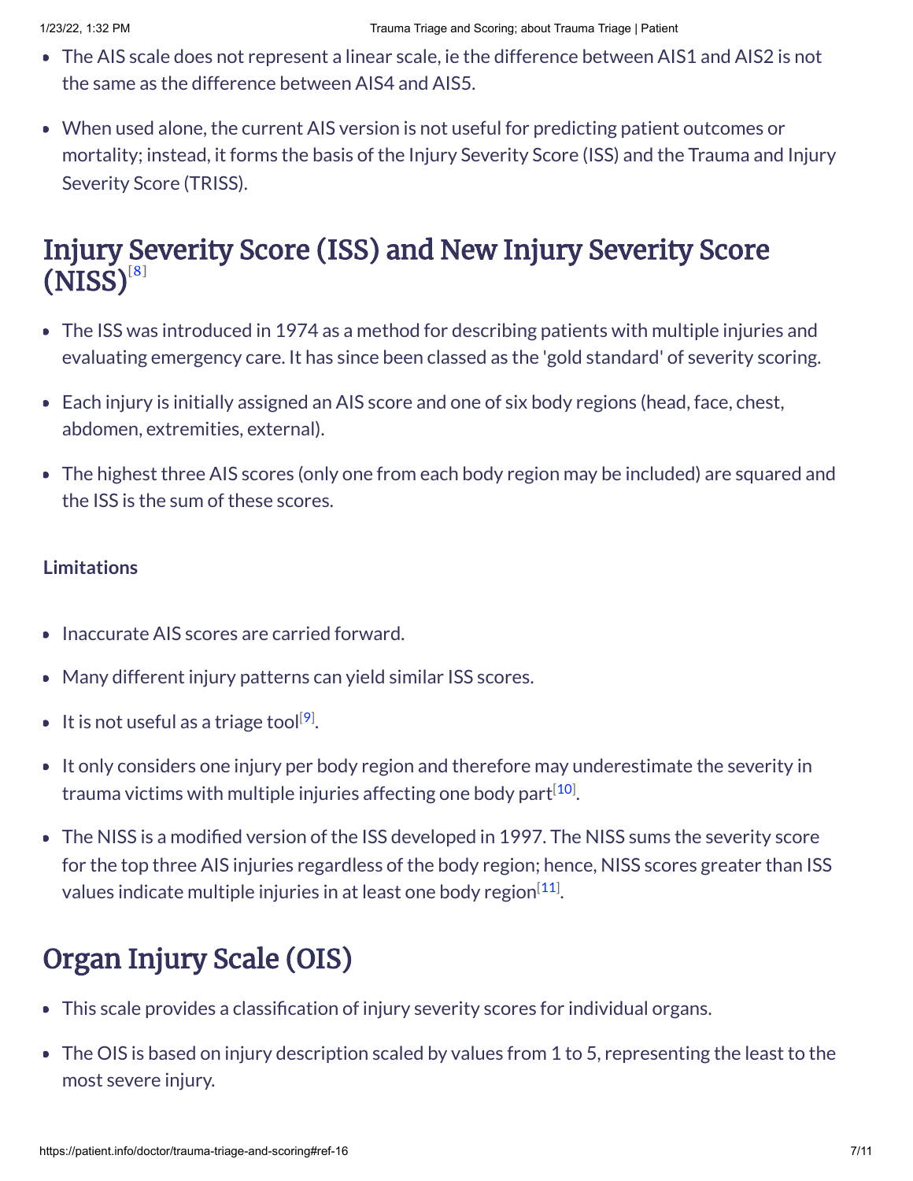- The AIS scale does not represent a linear scale, ie the difference between AIS1 and AIS2 is not the same as the difference between AIS4 and AIS5.
- When used alone, the current AIS version is not useful for predicting patient outcomes or mortality; instead, it forms the basis of the Injury Severity Score (ISS) and the Trauma and Injury Severity Score (TRISS).

## Injury Severity Score (ISS) and New Injury Severity Score (NISS)[8]

- The ISS was introduced in 1974 as a method for describing patients with multiple injuries and evaluating emergency care. It has since been classed as the 'gold standard' of severity scoring.
- Each injury is initially assigned an AIS score and one of six body regions (head, face, chest, abdomen, extremities, external).
- The highest three AIS scores (only one from each body region may be included) are squared and the ISS is the sum of these scores.

#### Limitations

- Inaccurate AIS scores are carried forward.
- Many different injury patterns can yield similar ISS scores.
- It is not useful as a triage tool[9].
- It only considers one injury per body region and therefore may underestimate the severity in trauma victims with multiple injuries affecting one body part[10].
- The NISS is a modified version of the ISS developed in 1997. The NISS sums the severity score for the top three AIS injuries regardless of the body region; hence, NISS scores greater than ISS values indicate multiple injuries in at least one body region[11].

## Organ Injury Scale (OIS)

- This scale provides a classification of injury severity scores for individual organs.
- The OIS is based on injury description scaled by values from 1 to 5, representing the least to the most severe injury.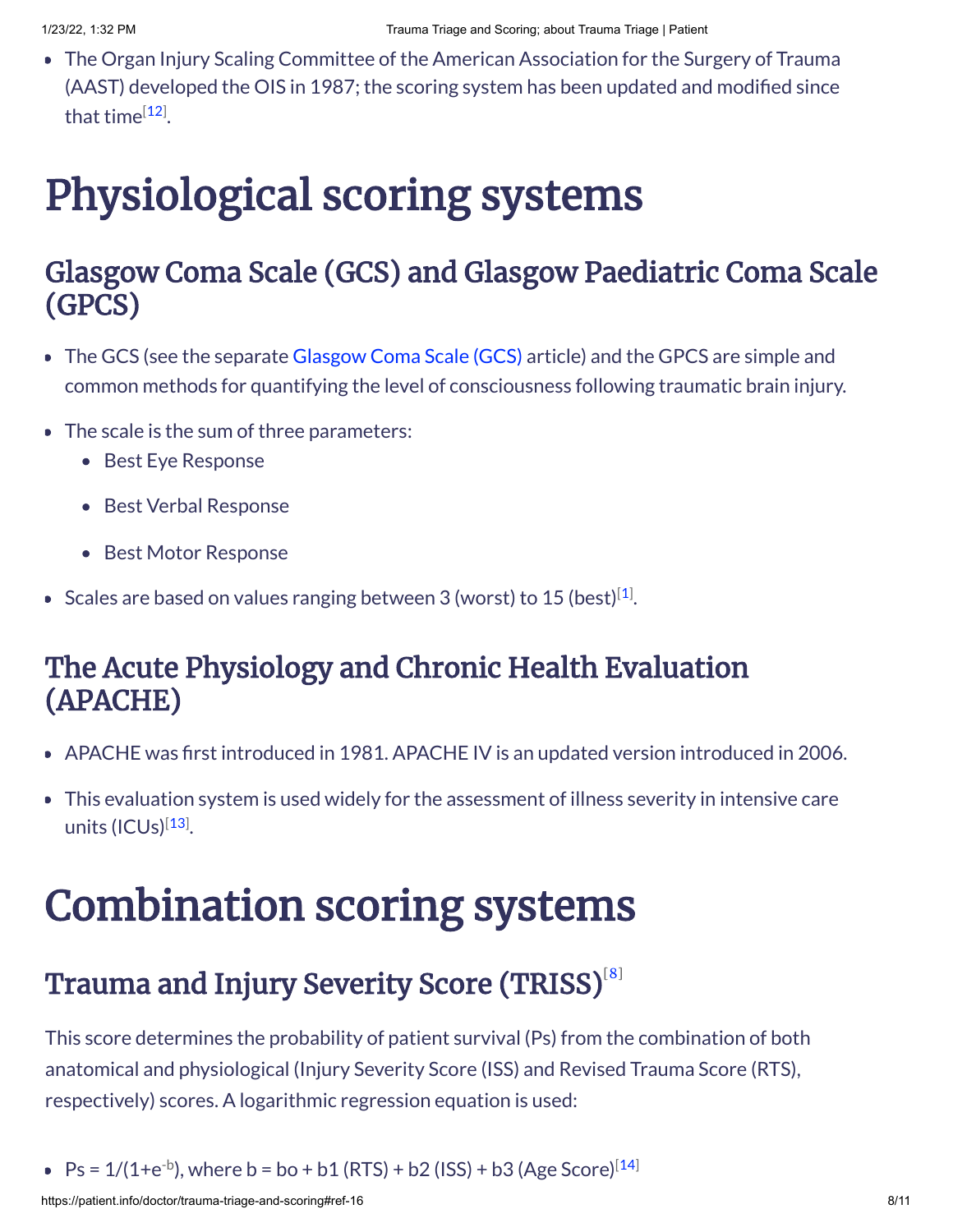- The Organ Injury Scaling Committee of the American Association for the Surgery of Trauma (AAST) developed the OIS in 1987; the scoring system has been updated and modified since that time[12].

# Physiological scoring systems

## Glasgow Coma Scale (GCS) and Glasgow Paediatric Coma Scale (GPCS)

- The GCS (see the separate Glasgow Coma Scale (GCS) article) and the GPCS are simple and common methods for quantifying the level of consciousness following traumatic brain injury.
- The scale is the sum of three parameters:
  - Best Eye Response
  - Best Verbal Response
  - Best Motor Response
- Scales are based on values ranging between 3 (worst) to 15 (best)[1].

## The Acute Physiology and Chronic Health Evaluation (APACHE)

- APACHE was first introduced in 1981. APACHE IV is an updated version introduced in 2006.
- This evaluation system is used widely for the assessment of illness severity in intensive care units (ICUs)[13].

# Combination scoring systems

## Trauma and Injury Severity Score (TRISS)[8]

This score determines the probability of patient survival (Ps) from the combination of both anatomical and physiological (Injury Severity Score (ISS) and Revised Trauma Score (RTS), respectively) scores. A logarithmic regression equation is used:

- $Ps = 1/(1+e^{-b})$, where $b = b_0 + b_1 (RTS) + b_2 (ISS) + b_3 (Age\ Score)$[14]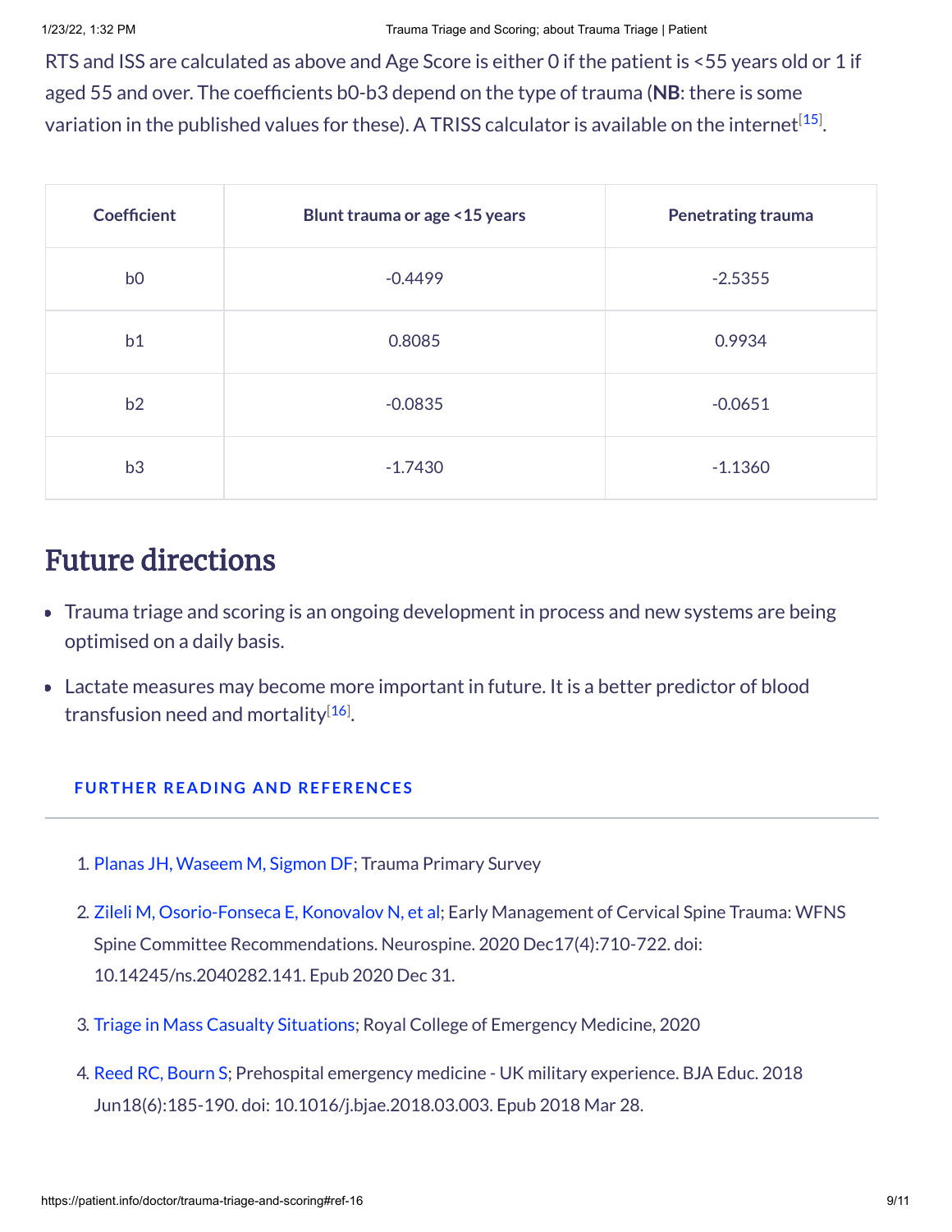RTS and ISS are calculated as above and Age Score is either 0 if the patient is <55 years old or 1 if aged 55 and over. The coefficients b0-b3 depend on the type of trauma (**NB**: there is some variation in the published values for these). A TRISS calculator is available on the internet[15].

| Coefficient | Blunt trauma or age <15 years | Penetrating trauma |
|---|---|---|
| b0 | -0.4499 | -2.5355 |
| b1 | 0.8085 | 0.9934 |
| b2 | -0.0835 | -0.0651 |
| b3 | -1.7430 | -1.1360 |

# Future directions

- Trauma triage and scoring is an ongoing development in process and new systems are being optimised on a daily basis.
- Lactate measures may become more important in future. It is a better predictor of blood transfusion need and mortality[16].

### FURTHER READING AND REFERENCES

1. Planas JH, Waseem M, Sigmon DF; Trauma Primary Survey
2. Zileli M, Osorio-Fonseca E, Konovalov N, et al; Early Management of Cervical Spine Trauma: WFNS Spine Committee Recommendations. Neurospine. 2020 Dec17(4):710-722. doi: 10.14245/ns.2040282.141. Epub 2020 Dec 31.
3. Triage in Mass Casualty Situations; Royal College of Emergency Medicine, 2020
4. Reed RC, Bourn S; Prehospital emergency medicine - UK military experience. BJA Educ. 2018 Jun18(6):185-190. doi: 10.1016/j.bjae.2018.03.003. Epub 2018 Mar 28.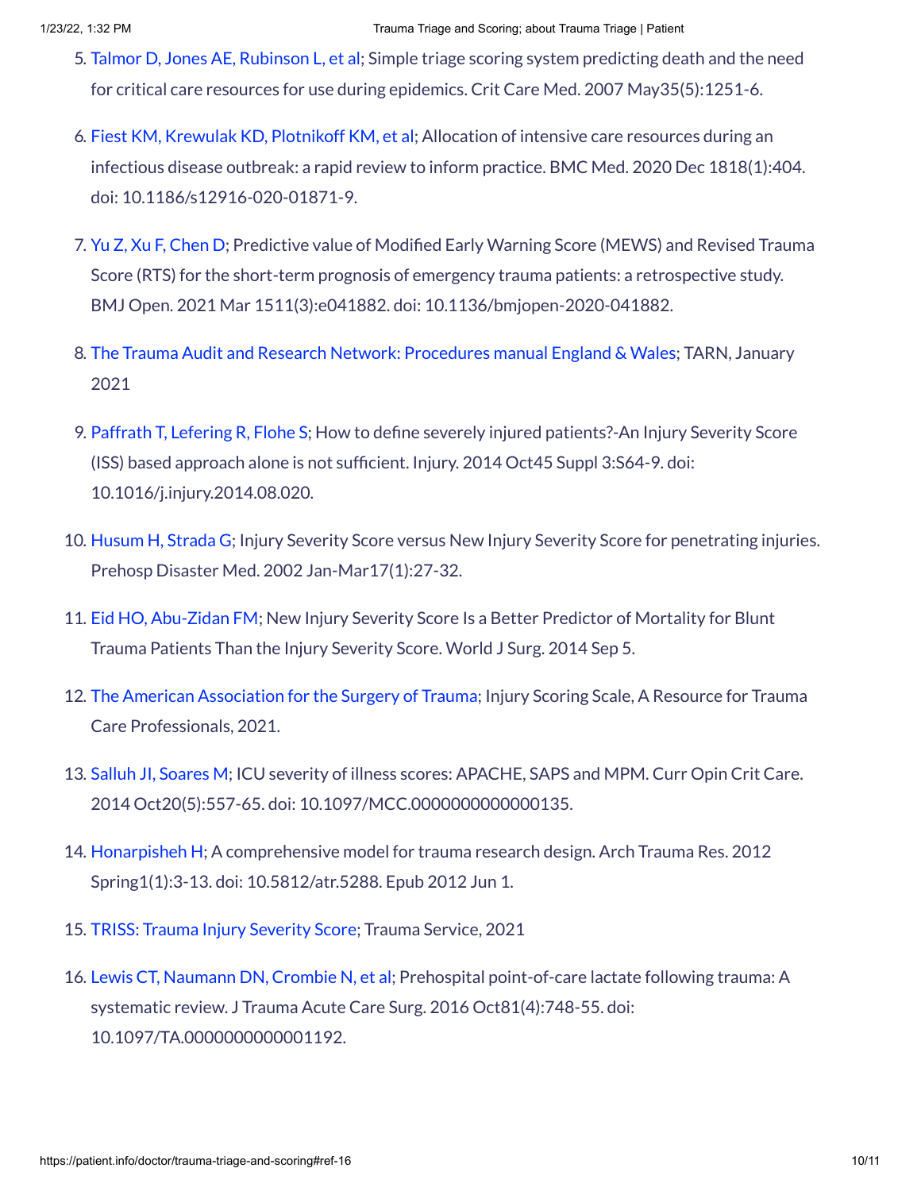5. Talmor D, Jones AE, Rubinson L, et al; Simple triage scoring system predicting death and the need for critical care resources for use during epidemics. Crit Care Med. 2007 May35(5):1251-6.

6. Fiest KM, Krewulak KD, Plotnikoff KM, et al; Allocation of intensive care resources during an infectious disease outbreak: a rapid review to inform practice. BMC Med. 2020 Dec 1818(1):404. doi: 10.1186/s12916-020-01871-9.

7. Yu Z, Xu F, Chen D; Predictive value of Modified Early Warning Score (MEWS) and Revised Trauma Score (RTS) for the short-term prognosis of emergency trauma patients: a retrospective study. BMJ Open. 2021 Mar 1511(3):e041882. doi: 10.1136/bmjopen-2020-041882.

8. The Trauma Audit and Research Network: Procedures manual England & Wales; TARN, January 2021

9. Paffrath T, Lefering R, Flohe S; How to define severely injured patients?-An Injury Severity Score (ISS) based approach alone is not sufficient. Injury. 2014 Oct45 Suppl 3:S64-9. doi: 10.1016/j.injury.2014.08.020.

10. Husum H, Strada G; Injury Severity Score versus New Injury Severity Score for penetrating injuries. Prehosp Disaster Med. 2002 Jan-Mar17(1):27-32.

11. Eid HO, Abu-Zidan FM; New Injury Severity Score Is a Better Predictor of Mortality for Blunt Trauma Patients Than the Injury Severity Score. World J Surg. 2014 Sep 5.

12. The American Association for the Surgery of Trauma; Injury Scoring Scale, A Resource for Trauma Care Professionals, 2021.

13. Salluh JI, Soares M; ICU severity of illness scores: APACHE, SAPS and MPM. Curr Opin Crit Care. 2014 Oct20(5):557-65. doi: 10.1097/MCC.0000000000000135.

14. Honarpisheh H; A comprehensive model for trauma research design. Arch Trauma Res. 2012 Spring1(1):3-13. doi: 10.5812/atr.5288. Epub 2012 Jun 1.

15. TRISS: Trauma Injury Severity Score; Trauma Service, 2021

16. Lewis CT, Naumann DN, Crombie N, et al; Prehospital point-of-care lactate following trauma: A systematic review. J Trauma Acute Care Surg. 2016 Oct81(4):748-55. doi: 10.1097/TA.0000000000001192.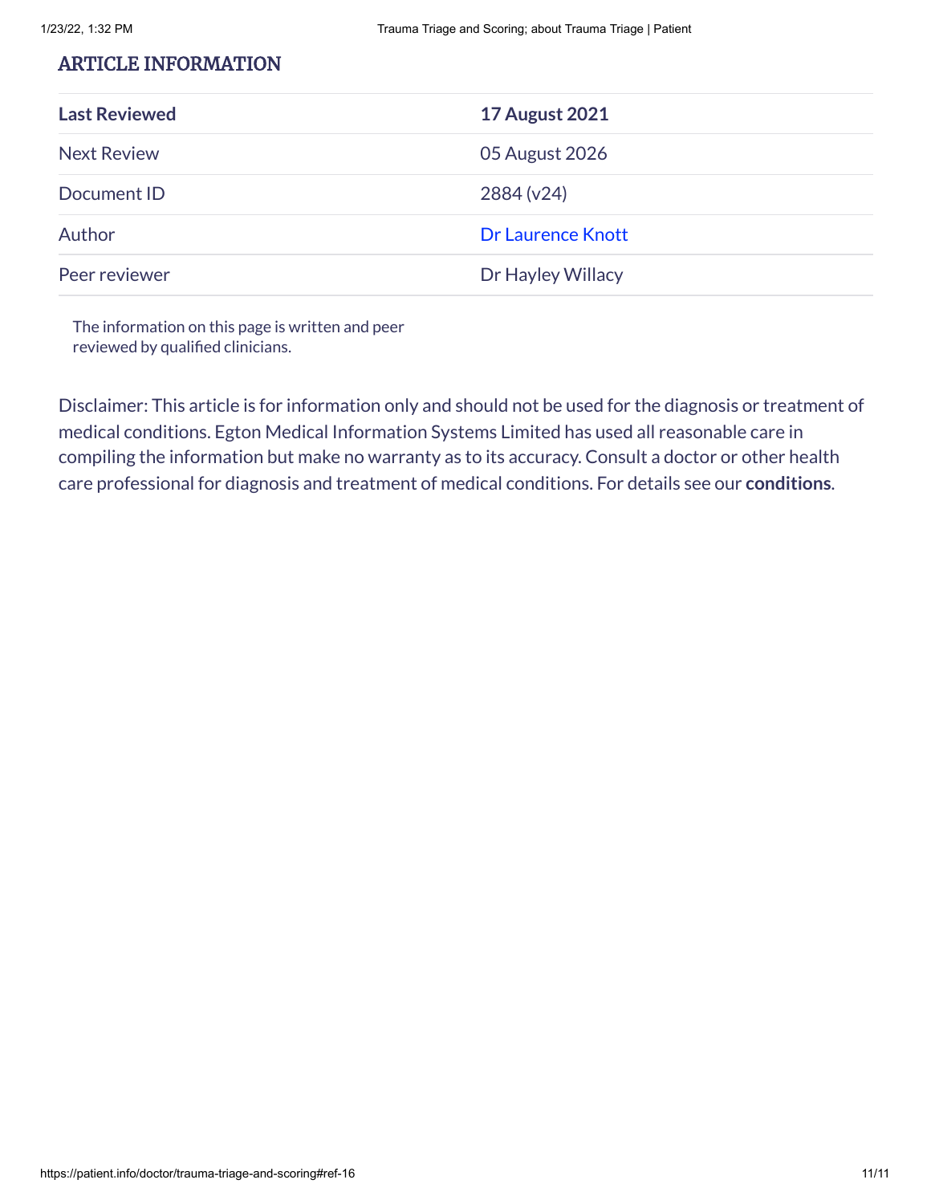## ARTICLE INFORMATION

| | |
|---|---|
| **Last Reviewed** | **17 August 2021** |
| Next Review | 05 August 2026 |
| Document ID | 2884 (v24) |
| Author | Dr Laurence Knott |
| Peer reviewer | Dr Hayley Willacy |

The information on this page is written and peer reviewed by qualified clinicians.

Disclaimer: This article is for information only and should not be used for the diagnosis or treatment of medical conditions. Egton Medical Information Systems Limited has used all reasonable care in compiling the information but make no warranty as to its accuracy. Consult a doctor or other health care professional for diagnosis and treatment of medical conditions. For details see our **conditions**.